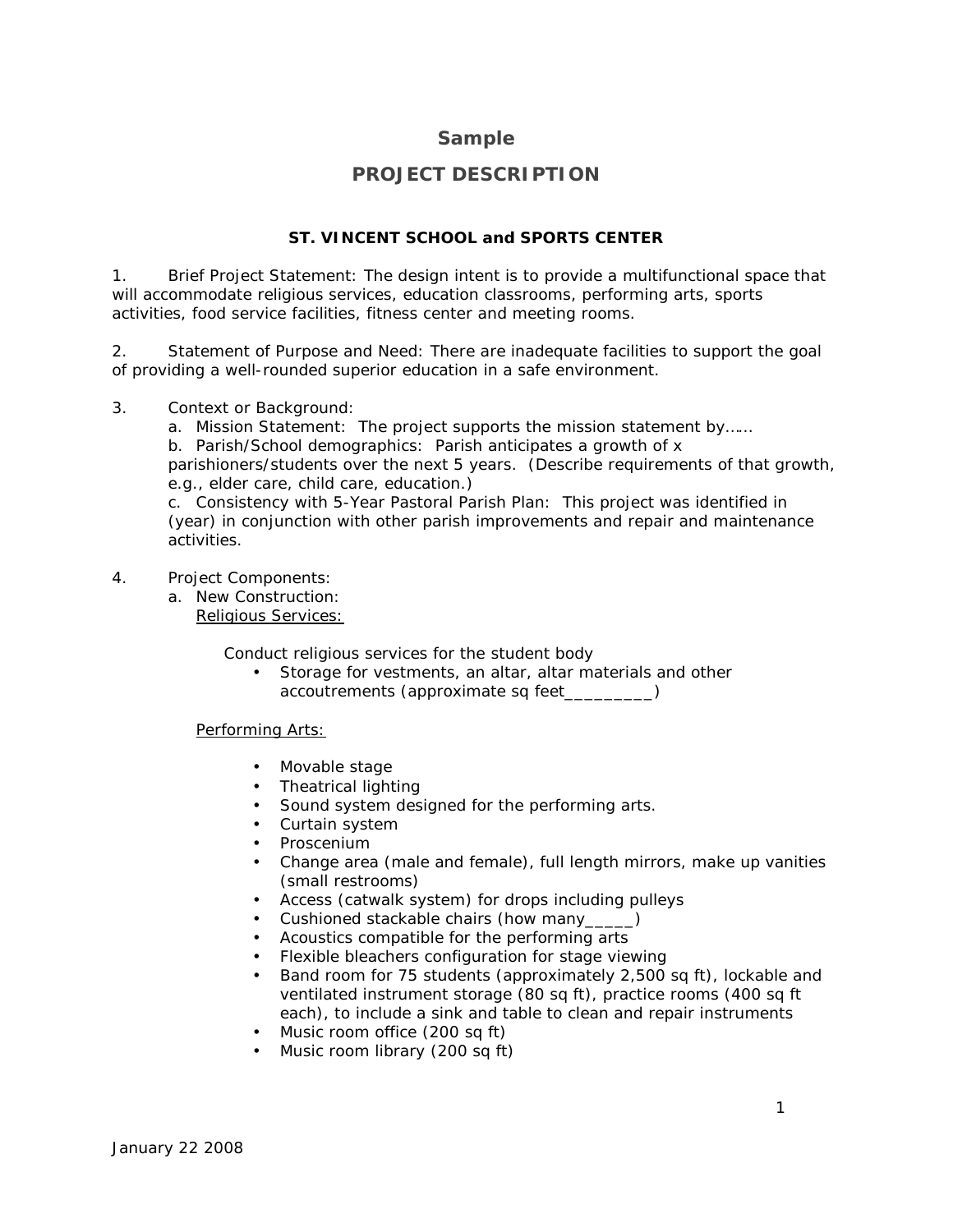## Sample

# PROJECT DESCRIPTION

### ST. VINCENT SCHOOL and SPORTS CENTER

1. Brief Project Statement: The design intent is to provide a multifunctional space that will accommodate religious services, education classrooms, performing arts, sports activities, food service facilities, fitness center and meeting rooms.

2. Statement of Purpose and Need: There are inadequate facilities to support the goal of providing a well-rounded superior education in a safe environment.

3. Context or Background:
   a. Mission Statement: The project supports the mission statement by……
   b. Parish/School demographics: Parish anticipates a growth of x parishioners/students over the next 5 years. (Describe requirements of that growth, e.g., elder care, child care, education.)
   c. Consistency with 5-Year Pastoral Parish Plan: This project was identified in (year) in conjunction with other parish improvements and repair and maintenance activities.

4. Project Components:
   a. New Construction:
      <u>Religious Services:</u>

      Conduct religious services for the student body
      - Storage for vestments, an altar, altar materials and other accoutrements (approximate sq feet_________)

      <u>Performing Arts:</u>

      - Movable stage
      - Theatrical lighting
      - Sound system designed for the performing arts.
      - Curtain system
      - Proscenium
      - Change area (male and female), full length mirrors, make up vanities (small restrooms)
      - Access (catwalk system) for drops including pulleys
      - Cushioned stackable chairs (how many_____)
      - Acoustics compatible for the performing arts
      - Flexible bleachers configuration for stage viewing
      - Band room for 75 students (approximately 2,500 sq ft), lockable and ventilated instrument storage (80 sq ft), practice rooms (400 sq ft each), to include a sink and table to clean and repair instruments
      - Music room office (200 sq ft)
      - Music room library (200 sq ft)

January 22 2008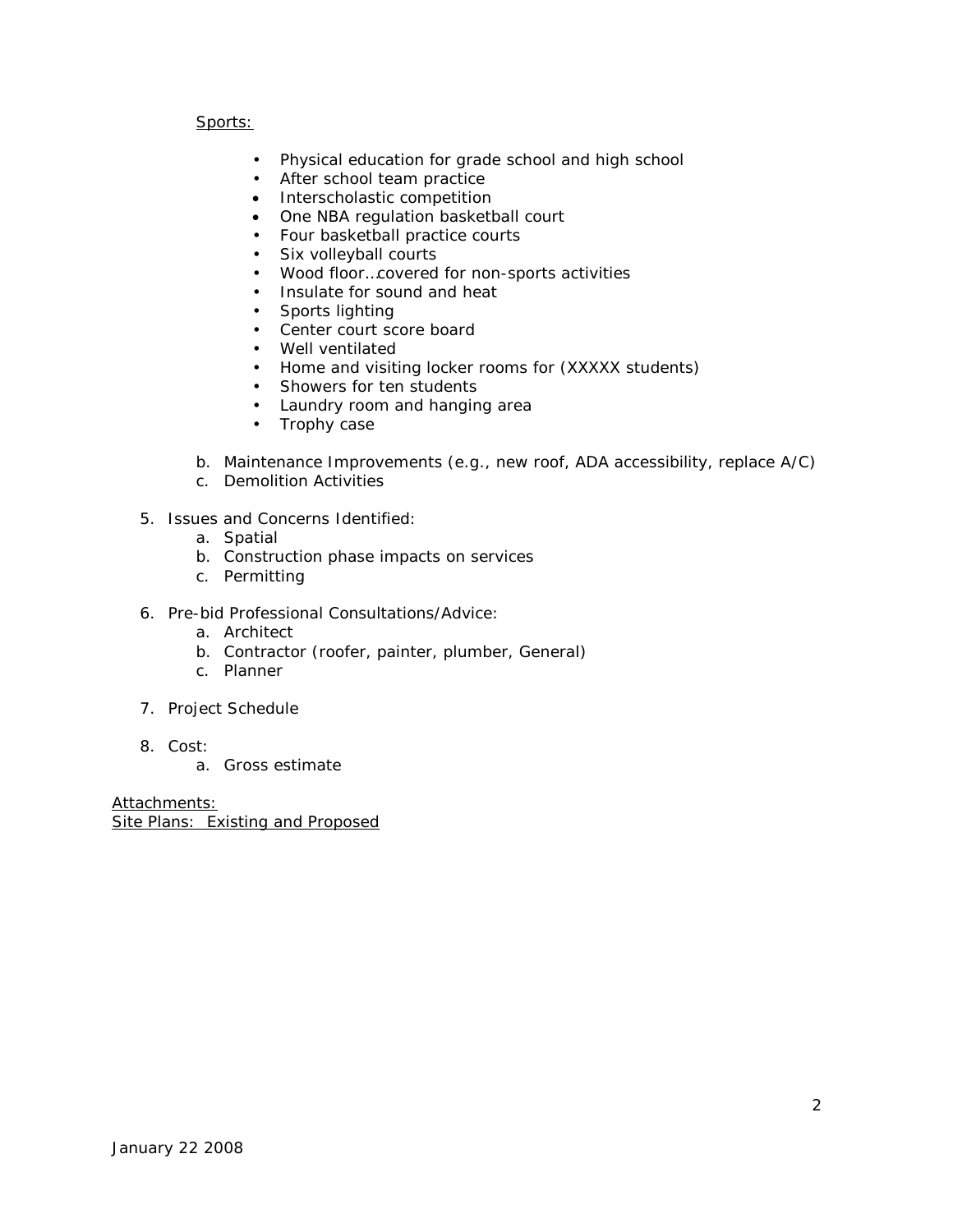Sports:

- Physical education for grade school and high school
- After school team practice
- Interscholastic competition
- One NBA regulation basketball court
- Four basketball practice courts
- Six volleyball courts
- Wood floor…covered for non-sports activities
- Insulate for sound and heat
- Sports lighting
- Center court score board
- Well ventilated
- Home and visiting locker rooms for (XXXXX students)
- Showers for ten students
- Laundry room and hanging area
- Trophy case

b. Maintenance Improvements (e.g., new roof, ADA accessibility, replace A/C)
c. Demolition Activities

5. Issues and Concerns Identified:
   a. Spatial
   b. Construction phase impacts on services
   c. Permitting

6. Pre-bid Professional Consultations/Advice:
   a. Architect
   b. Contractor (roofer, painter, plumber, General)
   c. Planner

7. Project Schedule

8. Cost:
   a. Gross estimate

Attachments:
Site Plans: Existing and Proposed

January 22 2008